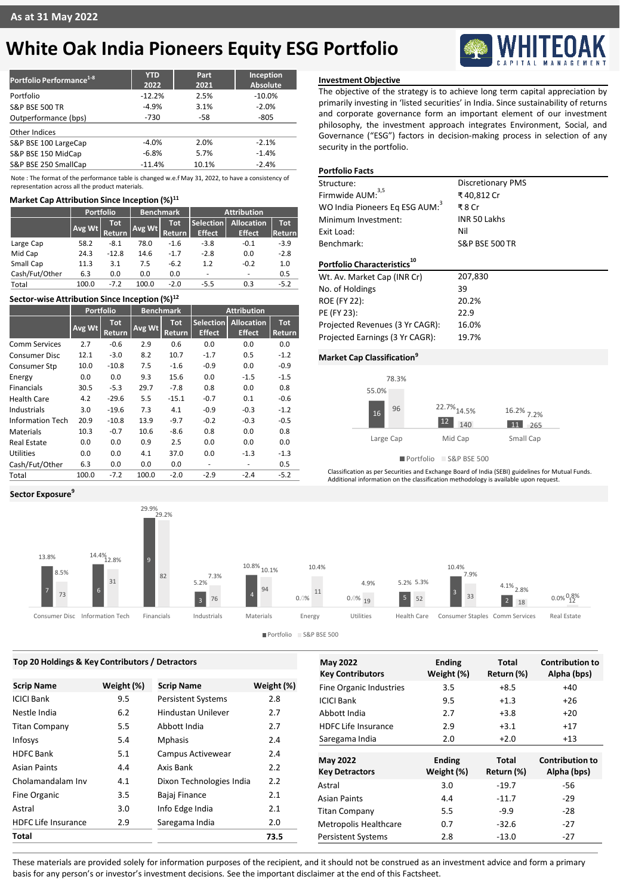As at 31 May 2022

# White Oak India Pioneers Equity ESG Portfolio

| Portfolio Performance[1-8] | YTD 2022 | Part 2021 | Inception Absolute |
|---|---|---|---|
| Portfolio | -12.2% | 2.5% | -10.0% |
| S&P BSE 500 TR | -4.9% | 3.1% | -2.0% |
| Outperformance (bps) | -730 | -58 | -805 |
| Other Indices | | | |
| S&P BSE 100 LargeCap | -4.0% | 2.0% | -2.1% |
| S&P BSE 150 MidCap | -6.8% | 5.7% | -1.4% |
| S&P BSE 250 SmallCap | -11.4% | 10.1% | -2.4% |

Note : The format of the performance table is changed w.e.f May 31, 2022, to have a consistency of representation across all the product materials.

### Market Cap Attribution Since Inception (%)[11]

| | Portfolio | | Benchmark | | Attribution | | |
|---|---|---|---|---|---|---|---|
| | Avg Wt | Tot Return | Avg Wt | Tot Return | Selection Effect | Allocation Effect | Tot Return |
| Large Cap | 58.2 | -8.1 | 78.0 | -1.6 | -3.8 | -0.1 | -3.9 |
| Mid Cap | 24.3 | -12.8 | 14.6 | -1.7 | -2.8 | 0.0 | -2.8 |
| Small Cap | 11.3 | 3.1 | 7.5 | -6.2 | 1.2 | -0.2 | 1.0 |
| Cash/Fut/Other | 6.3 | 0.0 | 0.0 | 0.0 | - | - | 0.5 |
| Total | 100.0 | -7.2 | 100.0 | -2.0 | -5.5 | 0.3 | -5.2 |

### Sector-wise Attribution Since Inception (%)[12]

| | Portfolio | | Benchmark | | Attribution | | |
|---|---|---|---|---|---|---|---|
| | Avg Wt | Tot Return | Avg Wt | Tot Return | Selection Effect | Allocation Effect | Tot Return |
| Comm Services | 2.7 | -0.6 | 2.9 | 0.6 | 0.0 | 0.0 | 0.0 |
| Consumer Disc | 12.1 | -3.0 | 8.2 | 10.7 | -1.7 | 0.5 | -1.2 |
| Consumer Stp | 10.0 | -10.8 | 7.5 | -1.6 | -0.9 | 0.0 | -0.9 |
| Energy | 0.0 | 0.0 | 9.3 | 15.6 | 0.0 | -1.5 | -1.5 |
| Financials | 30.5 | -5.3 | 29.7 | -7.8 | 0.8 | 0.0 | 0.8 |
| Health Care | 4.2 | -29.6 | 5.5 | -15.1 | -0.7 | 0.1 | -0.6 |
| Industrials | 3.0 | -19.6 | 7.3 | 4.1 | -0.9 | -0.3 | -1.2 |
| Information Tech | 20.9 | -10.8 | 13.9 | -9.7 | -0.2 | -0.3 | -0.5 |
| Materials | 10.3 | -0.7 | 10.6 | -8.6 | 0.8 | 0.0 | 0.8 |
| Real Estate | 0.0 | 0.0 | 0.9 | 2.5 | 0.0 | 0.0 | 0.0 |
| Utilities | 0.0 | 0.0 | 4.1 | 37.0 | 0.0 | -1.3 | -1.3 |
| Cash/Fut/Other | 6.3 | 0.0 | 0.0 | 0.0 | - | - | 0.5 |
| Total | 100.0 | -7.2 | 100.0 | -2.0 | -2.9 | -2.4 | -5.2 |

### Investment Objective

The objective of the strategy is to achieve long term capital appreciation by primarily investing in 'listed securities' in India. Since sustainability of returns and corporate governance form an important element of our investment philosophy, the investment approach integrates Environment, Social, and Governance ("ESG") factors in decision-making process in selection of any security in the portfolio.

### Portfolio Facts

| | |
|---|---|
| Structure: | Discretionary PMS |
| Firmwide AUM:[3,5] | ₹ 40,812 Cr |
| WO India Pioneers Eq ESG AUM:[3] | ₹ 8 Cr |
| Minimum Investment: | INR 50 Lakhs |
| Exit Load: | Nil |
| Benchmark: | S&P BSE 500 TR |

### Portfolio Characteristics[10]

| | |
|---|---|
| Wt. Av. Market Cap (INR Cr) | 207,830 |
| No. of Holdings | 39 |
| ROE (FY 22): | 20.2% |
| PE (FY 23): | 22.9 |
| Projected Revenues (3 Yr CAGR): | 16.0% |
| Projected Earnings (3 Yr CAGR): | 19.7% |

### Market Cap Classification[9]

| | Portfolio (%) | Portfolio (No.) | S&P BSE 500 (%) | S&P BSE 500 (No.) |
|---|---|---|---|---|
| Large Cap | 55.0% | 16 | 78.3% | 96 |
| Mid Cap | 22.7% | 12 | 14.5% | 140 |
| Small Cap | 16.2% | 11 | 7.2% | 265 |

Classification as per Securities and Exchange Board of India (SEBI) guidelines for Mutual Funds. Additional information on the classification methodology is available upon request.

### Sector Exposure[9]

| | Portfolio (%) | Portfolio (No.) | S&P BSE 500 (%) | S&P BSE 500 (No.) |
|---|---|---|---|---|
| Consumer Disc | 13.8% | 7 | 8.5% | 73 |
| Information Tech | 14.4% | 6 | 12.8% | 31 |
| Financials | 29.9% | 9 | 29.2% | 82 |
| Industrials | 5.2% | 3 | 7.3% | 76 |
| Materials | 10.8% | 4 | 10.1% | 94 |
| Energy | 0.0% | | 10.4% | 11 |
| Utilities | 0.0% | | 4.9% | 19 |
| Health Care | 5.2% | 5 | 5.3% | 52 |
| Consumer Staples | 10.4% | 3 | 7.9% | 33 |
| Comm Services | 4.1% | 2 | 2.8% | 18 |
| Real Estate | 0.0% | | 0.8% | 12 |

### Top 20 Holdings & Key Contributors / Detractors

| Scrip Name | Weight (%) | Scrip Name | Weight (%) |
|---|---|---|---|
| ICICI Bank | 9.5 | Persistent Systems | 2.8 |
| Nestle India | 6.2 | Hindustan Unilever | 2.7 |
| Titan Company | 5.5 | Abbott India | 2.7 |
| Infosys | 5.4 | Mphasis | 2.4 |
| HDFC Bank | 5.1 | Campus Activewear | 2.4 |
| Asian Paints | 4.4 | Axis Bank | 2.2 |
| Cholamandalam Inv | 4.1 | Dixon Technologies India | 2.2 |
| Fine Organic | 3.5 | Bajaj Finance | 2.1 |
| Astral | 3.0 | Info Edge India | 2.1 |
| HDFC Life Insurance | 2.9 | Saregama India | 2.0 |
| **Total** | | | **73.5** |

| May 2022 Key Contributors | Ending Weight (%) | Total Return (%) | Contribution to Alpha (bps) |
|---|---|---|---|
| Fine Organic Industries | 3.5 | +8.5 | +40 |
| ICICI Bank | 9.5 | +1.3 | +26 |
| Abbott India | 2.7 | +3.8 | +20 |
| HDFC Life Insurance | 2.9 | +3.1 | +17 |
| Saregama India | 2.0 | +2.0 | +13 |

| May 2022 Key Detractors | Ending Weight (%) | Total Return (%) | Contribution to Alpha (bps) |
|---|---|---|---|
| Astral | 3.0 | -19.7 | -56 |
| Asian Paints | 4.4 | -11.7 | -29 |
| Titan Company | 5.5 | -9.9 | -28 |
| Metropolis Healthcare | 0.7 | -32.6 | -27 |
| Persistent Systems | 2.8 | -13.0 | -27 |

These materials are provided solely for information purposes of the recipient, and it should not be construed as an investment advice and form a primary basis for any person's or investor's investment decisions. See the important disclaimer at the end of this Factsheet.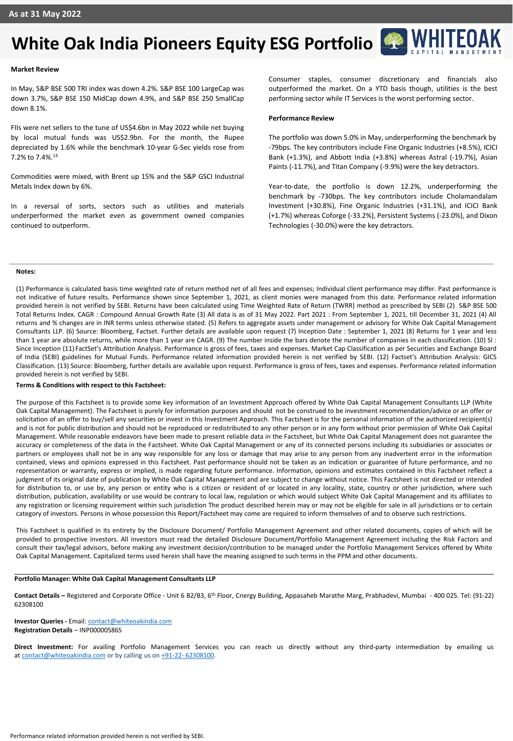# White Oak India Pioneers Equity ESG Portfolio

As at 31 May 2022

### Market Review

In May, S&P BSE 500 TRI index was down 4.2%. S&P BSE 100 LargeCap was down 3.7%, S&P BSE 150 MidCap down 4.9%, and S&P BSE 250 SmallCap down 8.1%.

FIIs were net sellers to the tune of US$4.6bn in May 2022 while net buying by local mutual funds was US$2.9bn. For the month, the Rupee depreciated by 1.6% while the benchmark 10-year G-Sec yields rose from 7.2% to 7.4%.[13]

Commodities were mixed, with Brent up 15% and the S&P GSCI Industrial Metals Index down by 6%.

In a reversal of sorts, sectors such as utilities and materials underperformed the market even as government owned companies continued to outperform.

Consumer staples, consumer discretionary and financials also outperformed the market. On a YTD basis though, utilities is the best performing sector while IT Services is the worst performing sector.

### Performance Review

The portfolio was down 5.0% in May, underperforming the benchmark by -79bps. The key contributors include Fine Organic Industries (+8.5%), ICICI Bank (+1.3%), and Abbott India (+3.8%) whereas Astral (-19.7%), Asian Paints (-11.7%), and Titan Company (-9.9%) were the key detractors.

Year-to-date, the portfolio is down 12.2%, underperforming the benchmark by -730bps. The key contributors include Cholamandalam Investment (+30.8%), Fine Organic Industries (+31.1%), and ICICI Bank (+1.7%) whereas Coforge (-33.2%), Persistent Systems (-23.0%), and Dixon Technologies (-30.0%) were the key detractors.

**Notes:**

(1) Performance is calculated basis time weighted rate of return method net of all fees and expenses; Individual client performance may differ. Past performance is not indicative of future results. Performance shown since September 1, 2021, as client monies were managed from this date. Performance related information provided herein is not verified by SEBI. Returns have been calculated using Time Weighted Rate of Return (TWRR) method as prescribed by SEBI (2) S&P BSE 500 Total Returns Index. CAGR : Compound Annual Growth Rate (3) All data is as of 31 May 2022. Part 2021 : From September 1, 2021, till December 31, 2021 (4) All returns and % changes are in INR terms unless otherwise stated. (5) Refers to aggregate assets under management or advisory for White Oak Capital Management Consultants LLP. (6) Source: Bloomberg, Factset. Further details are available upon request (7) Inception Date : September 1, 2021 (8) Returns for 1 year and less than 1 year are absolute returns, while more than 1 year are CAGR. (9) The number inside the bars denote the number of companies in each classification. (10) SI : Since Inception (11) FactSet's Attribution Analysis. Performance is gross of fees, taxes and expenses. Market Cap Classification as per Securities and Exchange Board of India (SEBI) guidelines for Mutual Funds. Performance related information provided herein is not verified by SEBI. (12) Factset's Attribution Analysis: GICS Classification. (13) Source: Bloomberg, further details are available upon request. Performance is gross of fees, taxes and expenses. Performance related information provided herein is not verified by SEBI.

**Terms & Conditions with respect to this Factsheet:**

The purpose of this Factsheet is to provide some key information of an Investment Approach offered by White Oak Capital Management Consultants LLP (White Oak Capital Management). The Factsheet is purely for information purposes and should not be construed to be investment recommendation/advice or an offer or solicitation of an offer to buy/sell any securities or invest in this Investment Approach. This Factsheet is for the personal information of the authorized recipient(s) and is not for public distribution and should not be reproduced or redistributed to any other person or in any form without prior permission of White Oak Capital Management. While reasonable endeavors have been made to present reliable data in the Factsheet, but White Oak Capital Management does not guarantee the accuracy or completeness of the data in the Factsheet. White Oak Capital Management or any of its connected persons including its subsidiaries or associates or partners or employees shall not be in any way responsible for any loss or damage that may arise to any person from any inadvertent error in the information contained, views and opinions expressed in this Factsheet. Past performance should not be taken as an indication or guarantee of future performance, and no representation or warranty, express or implied, is made regarding future performance. Information, opinions and estimates contained in this Factsheet reflect a judgment of its original date of publication by White Oak Capital Management and are subject to change without notice. This Factsheet is not directed or intended for distribution to, or use by, any person or entity who is a citizen or resident of or located in any locality, state, country or other jurisdiction, where such distribution, publication, availability or use would be contrary to local law, regulation or which would subject White Oak Capital Management and its affiliates to any registration or licensing requirement within such jurisdiction The product described herein may or may not be eligible for sale in all jurisdictions or to certain category of investors. Persons in whose possession this Report/Factsheet may come are required to inform themselves of and to observe such restrictions.

This Factsheet is qualified in its entirety by the Disclosure Document/ Portfolio Management Agreement and other related documents, copies of which will be provided to prospective investors. All investors must read the detailed Disclosure Document/Portfolio Management Agreement including the Risk Factors and consult their tax/legal advisors, before making any investment decision/contribution to be managed under the Portfolio Management Services offered by White Oak Capital Management. Capitalized terms used herein shall have the meaning assigned to such terms in the PPM and other documents.

**Portfolio Manager: White Oak Capital Management Consultants LLP**

**Contact Details –** Registered and Corporate Office - Unit 6 B2/B3, 6th Floor, Cnergy Building, Appasaheb Marathe Marg, Prabhadevi, Mumbai - 400 025. Tel: (91-22) 62308100

**Investor Queries -** Email: contact@whiteoakindia.com
**Registration Details** – INP000005865

**Direct Investment:** For availing Portfolio Management Services you can reach us directly without any third-party intermediation by emailing us at contact@whiteoakindia.com or by calling us on +91-22- 62308100.

Performance related information provided herein is not verified by SEBI.